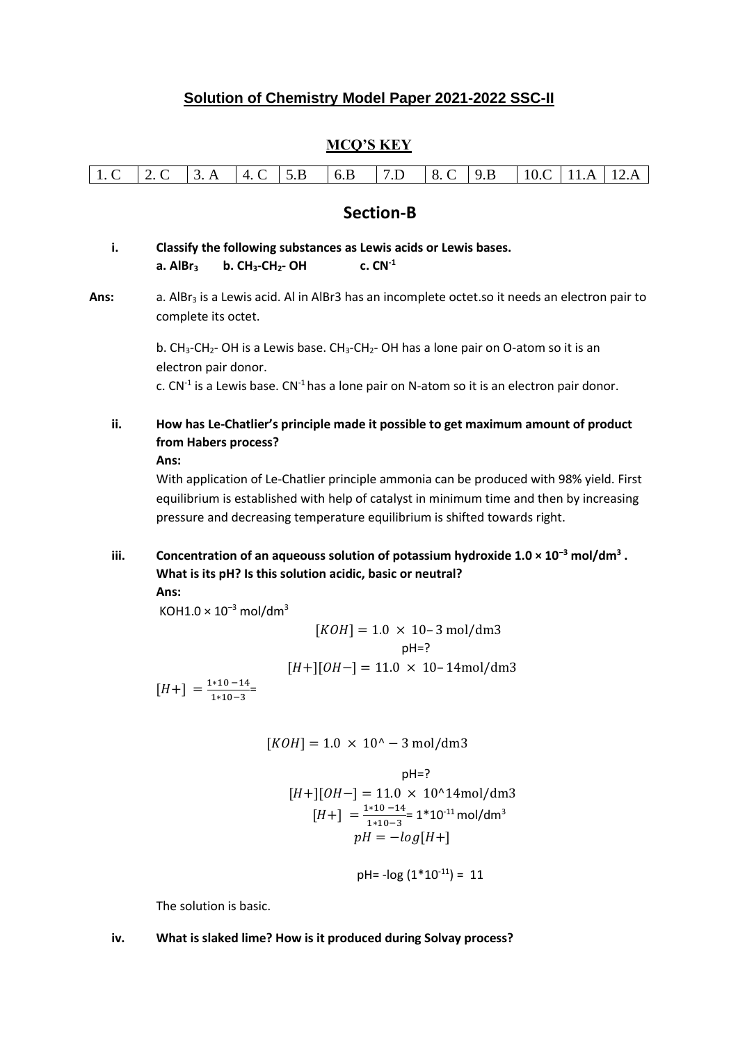## Solution of Chemistry Model Paper 2021-2022 SSC-II

### MCQ'S KEY

| | | | | | | | | | | | |
|---|---|---|---|---|---|---|---|---|---|---|---|
| 1. C | 2. C | 3. A | 4. C | 5.B | 6.B | 7.D | 8. C | 9.B | 10.C | 11.A | 12.A |

# Section-B

**i. Classify the following substances as Lewis acids or Lewis bases.**
**a. $AlBr_3$ b. $CH_3$-$CH_2$- OH c. $CN^{-1}$**

**Ans:** a. $AlBr_3$ is a Lewis acid. Al in AlBr3 has an incomplete octet.so it needs an electron pair to complete its octet.

b. $CH_3$-$CH_2$- OH is a Lewis base. $CH_3$-$CH_2$- OH has a lone pair on O-atom so it is an electron pair donor.

c. $CN^{-1}$ is a Lewis base. $CN^{-1}$ has a lone pair on N-atom so it is an electron pair donor.

**ii. How has Le-Chatlier's principle made it possible to get maximum amount of product from Habers process?**

**Ans:**

With application of Le-Chatlier principle ammonia can be produced with 98% yield. First equilibrium is established with help of catalyst in minimum time and then by increasing pressure and decreasing temperature equilibrium is shifted towards right.

**iii. Concentration of an aqueouss solution of potassium hydroxide $1.0 \times 10^{-3}$ mol/dm$^3$ . What is its pH? Is this solution acidic, basic or neutral?**

**Ans:**

KOH$1.0 \times 10^{-3}$ mol/dm$^3$

$$[KOH] = 1.0 \times 10-3 \text{ mol/dm3}$$

pH=?

$$[H+][OH-] = 11.0 \times 10-14\text{mol/dm3}$$

$$[H+] = \frac{1*10-14}{1*10-3} =$$

$$[KOH] = 1.0 \times 10\text{^}-3 \text{ mol/dm3}$$

pH=?

$$[H+][OH-] = 11.0 \times 10\text{^}14\text{mol/dm3}$$

$$[H+] = \frac{1*10-14}{1*10-3} = 1*10^{-11} \text{ mol/dm}^3$$

$$pH = -log[H+]$$

$$\text{pH} = -\log(1*10^{-11}) = 11$$

The solution is basic.

**iv. What is slaked lime? How is it produced during Solvay process?**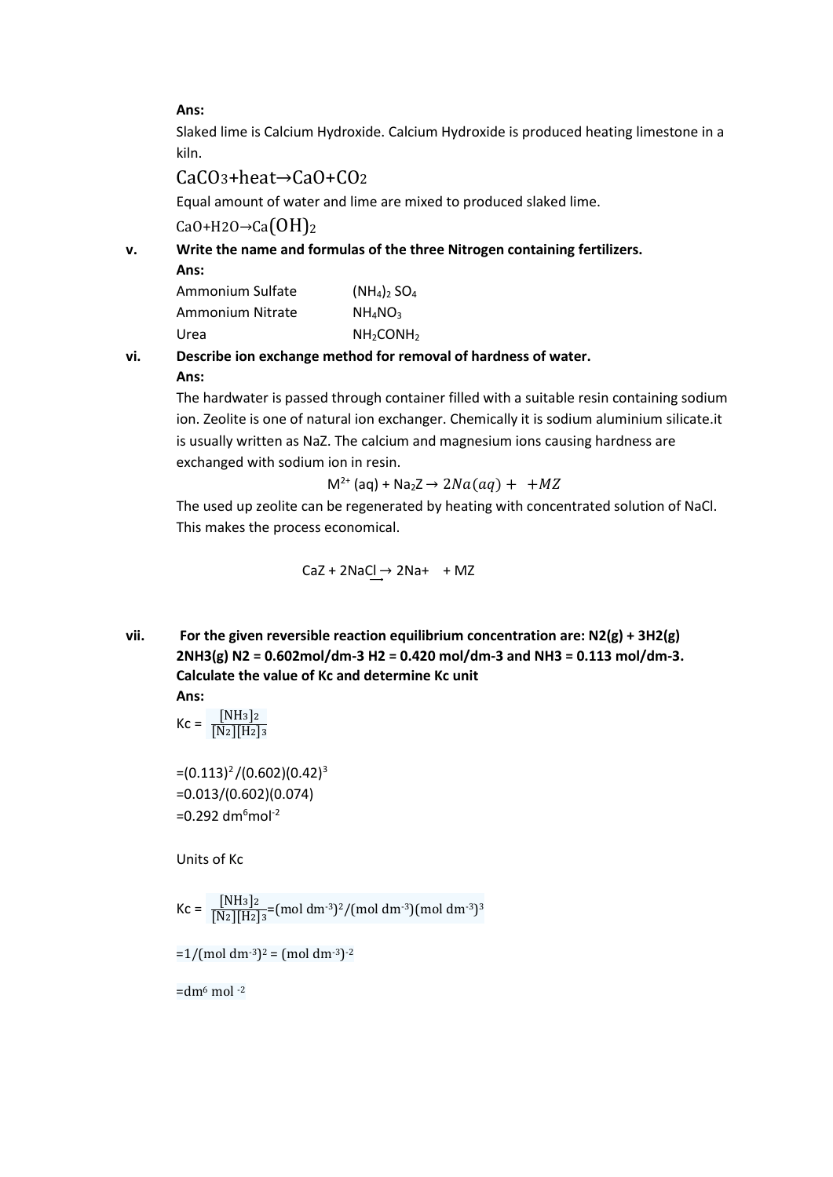**Ans:**

Slaked lime is Calcium Hydroxide. Calcium Hydroxide is produced heating limestone in a kiln.

$CaCO_3 + heat \rightarrow CaO + CO_2$

Equal amount of water and lime are mixed to produced slaked lime.

$CaO + H_2O \rightarrow Ca(OH)_2$

**v. Write the name and formulas of the three Nitrogen containing fertilizers.**

**Ans:**

| | |
|---|---|
| Ammonium Sulfate | $(NH_4)_2 SO_4$ |
| Ammonium Nitrate | $NH_4NO_3$ |
| Urea | $NH_2CONH_2$ |

**vi. Describe ion exchange method for removal of hardness of water.**

**Ans:**

The hardwater is passed through container filled with a suitable resin containing sodium ion. Zeolite is one of natural ion exchanger. Chemically it is sodium aluminium silicate.it is usually written as NaZ. The calcium and magnesium ions causing hardness are exchanged with sodium ion in resin.

$$M^{2+}(aq) + Na_2Z \rightarrow 2Na(aq) + \; + MZ$$

The used up zeolite can be regenerated by heating with concentrated solution of NaCl. This makes the process economical.

$$CaZ + 2NaCl \rightarrow 2Na^+ \quad + MZ$$

**vii. For the given reversible reaction equilibrium concentration are: N2(g) + 3H2(g) 2NH3(g) N2 = 0.602mol/dm-3 H2 = 0.420 mol/dm-3 and NH3 = 0.113 mol/dm-3. Calculate the value of Kc and determine Kc unit**

**Ans:**

$$Kc = \frac{[NH_3]^2}{[N_2][H_2]^3}$$

$=(0.113)^2/(0.602)(0.42)^3$

$=0.013/(0.602)(0.074)$

$=0.292\ dm^6mol^{-2}$

Units of Kc

$$Kc = \frac{[NH_3]^2}{[N_2][H_2]^3} = (mol\ dm^{-3})^2/(mol\ dm^{-3})(mol\ dm^{-3})^3$$

$=1/(mol\ dm^{-3})^2 = (mol\ dm^{-3})^{-2}$

$=dm^6\ mol^{-2}$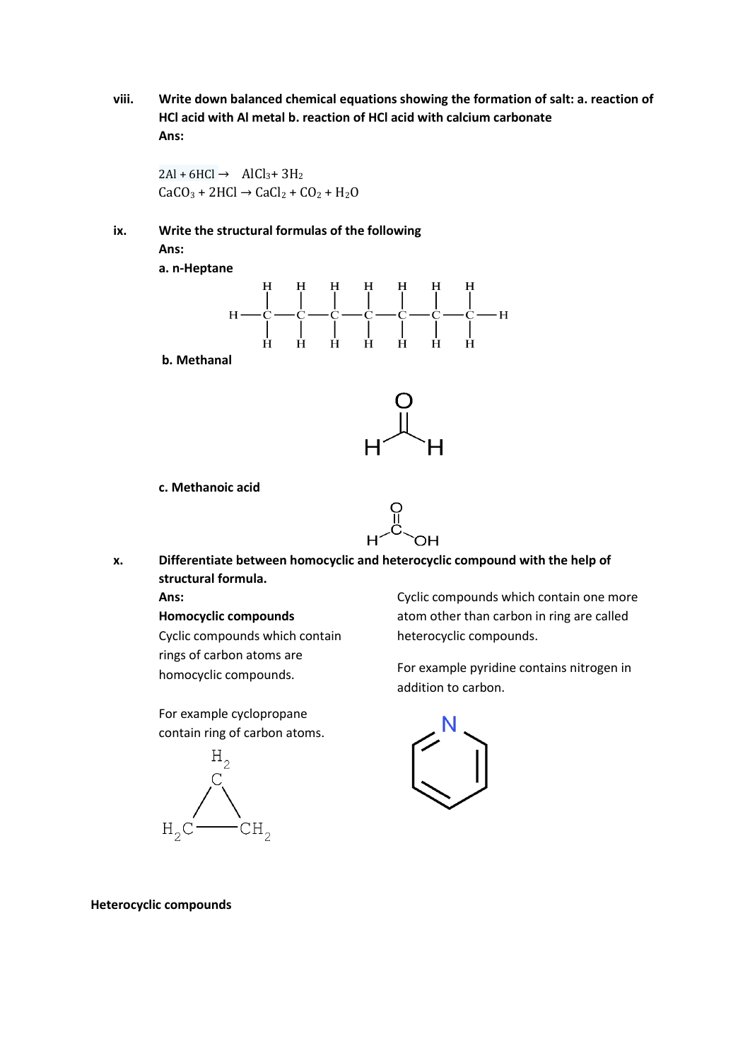**viii. Write down balanced chemical equations showing the formation of salt: a. reaction of HCl acid with Al metal b. reaction of HCl acid with calcium carbonate**

**Ans:**

$2Al + 6HCl \rightarrow AlCl_3 + 3H_2$

$CaCO_3 + 2HCl \rightarrow CaCl_2 + CO_2 + H_2O$

**ix. Write the structural formulas of the following**

**Ans:**

**a. n-Heptane**

```
     H   H   H   H   H   H   H
     |   |   |   |   |   |   |
 H — C — C — C — C — C — C — C — H
     |   |   |   |   |   |   |
     H   H   H   H   H   H   H
```

**b. Methanal**

```
   O
   ||
 H   H
```

**c. Methanoic acid**

```
   O
   ||
 H-C-OH
```

**x. Differentiate between homocyclic and heterocyclic compound with the help of structural formula.**

**Ans:**

**Homocyclic compounds**

Cyclic compounds which contain rings of carbon atoms are homocyclic compounds.

For example cyclopropane contain ring of carbon atoms.

```
      H2
      C
     / \
 H2C ——— CH2
```

**Heterocyclic compounds**

Cyclic compounds which contain one more atom other than carbon in ring are called heterocyclic compounds.

For example pyridine contains nitrogen in addition to carbon.

```
      N
    /   \\
   ||    |
   |     ||
    \\   /
```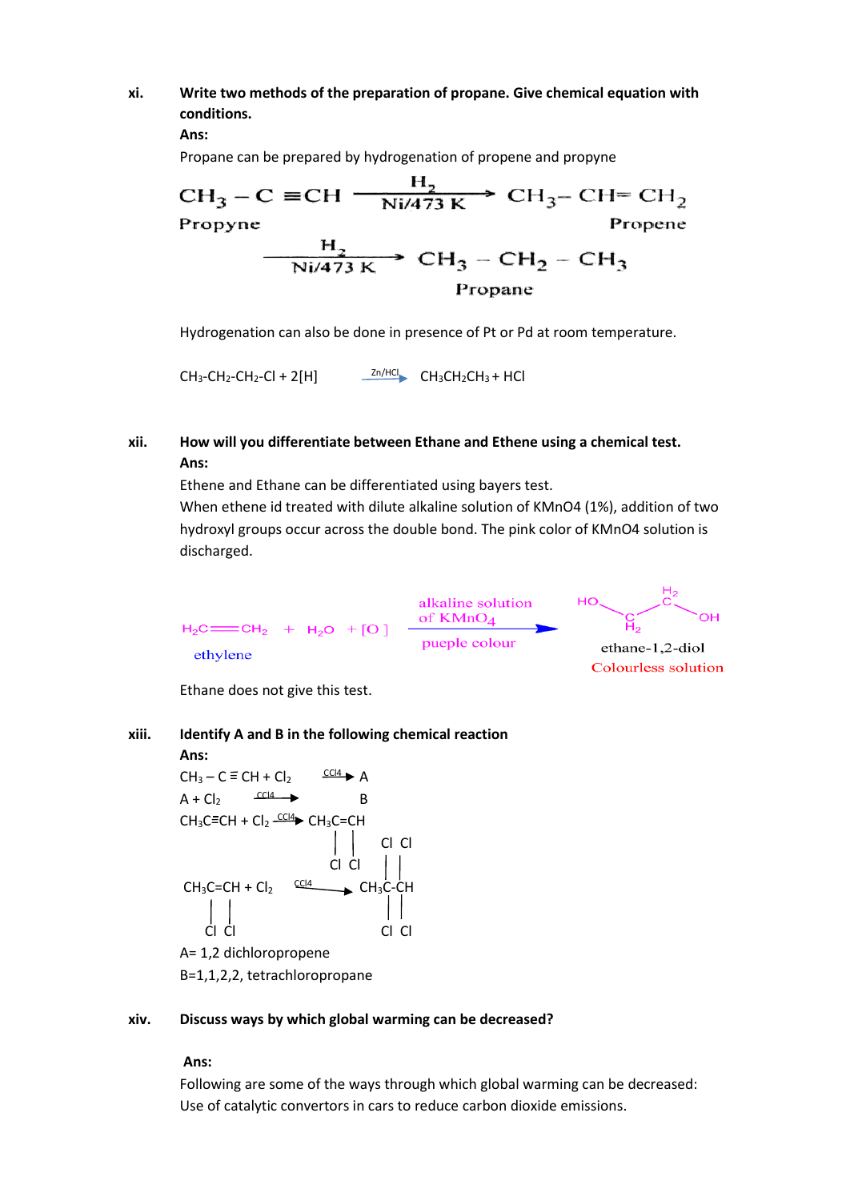**xi.** **Write two methods of the preparation of propane. Give chemical equation with conditions.**

**Ans:**

Propane can be prepared by hydrogenation of propene and propyne

$$\underset{\text{Propyne}}{CH_3-C\equiv CH} \xrightarrow[\text{Ni/473 K}]{H_2} \underset{\text{Propene}}{CH_3-CH=CH_2}$$

$$\xrightarrow[\text{Ni/473 K}]{H_2} \underset{\text{Propane}}{CH_3-CH_2-CH_3}$$

Hydrogenation can also be done in presence of Pt or Pd at room temperature.

$$CH_3\text{-}CH_2\text{-}CH_2\text{-}Cl + 2[H] \xrightarrow{Zn/HCl} CH_3CH_2CH_3 + HCl$$

**xii.** **How will you differentiate between Ethane and Ethene using a chemical test.**

**Ans:**

Ethene and Ethane can be differentiated using bayers test.

When ethene id treated with dilute alkaline solution of KMnO4 (1%), addition of two hydroxyl groups occur across the double bond. The pink color of KMnO4 solution is discharged.

$$\underset{\text{ethylene}}{H_2C=CH_2} + H_2O + [O] \xrightarrow[\text{pueple colour}]{\text{alkaline solution of } KMnO_4} \underset{\substack{\text{ethane-1,2-diol} \\ \text{Colourless solution}}}{HO-CH_2-CH_2-OH}$$

Ethane does not give this test.

**xiii.** **Identify A and B in the following chemical reaction**

**Ans:**

$CH_3-C\equiv CH + Cl_2 \xrightarrow{CCl4} A$

$A + Cl_2 \xrightarrow{CCl4} B$

$CH_3C\equiv CH + Cl_2 \xrightarrow{CCl4} CH_3C(Cl)=CH(Cl)$

$CH_3C(Cl)=CH(Cl) + Cl_2 \xrightarrow{CCl4} CH_3C(Cl)_2-CH(Cl)_2$

A= 1,2 dichloropropene

B=1,1,2,2, tetrachloropropane

**xiv.** **Discuss ways by which global warming can be decreased?**

**Ans:**

Following are some of the ways through which global warming can be decreased:

Use of catalytic convertors in cars to reduce carbon dioxide emissions.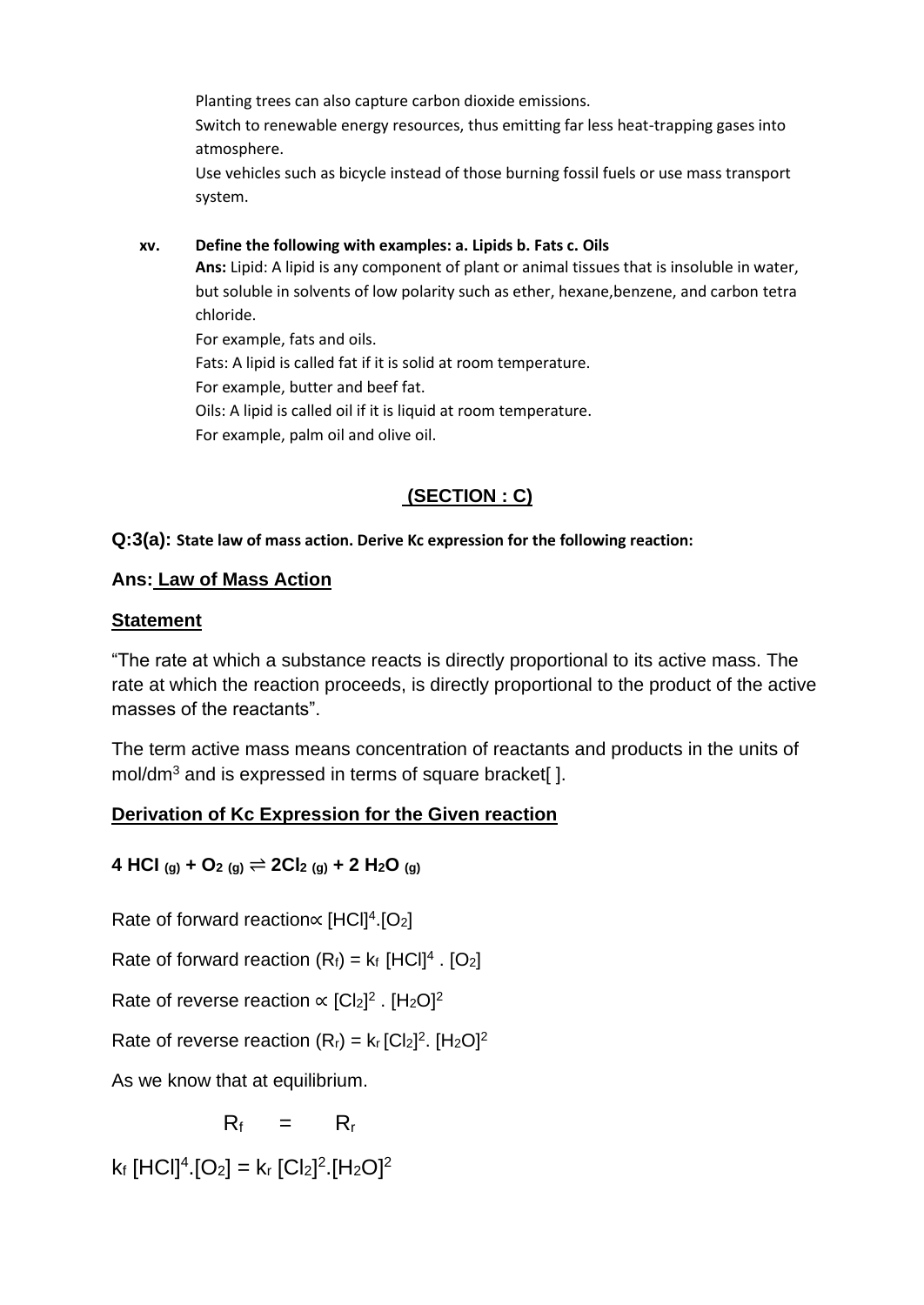Planting trees can also capture carbon dioxide emissions.

Switch to renewable energy resources, thus emitting far less heat-trapping gases into atmosphere.

Use vehicles such as bicycle instead of those burning fossil fuels or use mass transport system.

**xv. Define the following with examples: a. Lipids b. Fats c. Oils**

**Ans:** Lipid: A lipid is any component of plant or animal tissues that is insoluble in water, but soluble in solvents of low polarity such as ether, hexane,benzene, and carbon tetra chloride.

For example, fats and oils.

Fats: A lipid is called fat if it is solid at room temperature.

For example, butter and beef fat.

Oils: A lipid is called oil if it is liquid at room temperature.

For example, palm oil and olive oil.

## (SECTION : C)

**Q:3(a): State law of mass action. Derive Kc expression for the following reaction:**

### Ans: Law of Mass Action

**Statement**

"The rate at which a substance reacts is directly proportional to its active mass. The rate at which the reaction proceeds, is directly proportional to the product of the active masses of the reactants".

The term active mass means concentration of reactants and products in the units of $mol/dm^3$ and is expressed in terms of square bracket[ ].

**Derivation of Kc Expression for the Given reaction**

$$4\,HCl_{(g)} + O_{2\,(g)} \rightleftharpoons 2Cl_{2\,(g)} + 2\,H_2O_{(g)}$$

Rate of forward reaction $\propto [HCl]^4.[O_2]$

Rate of forward reaction $(R_f) = k_f\ [HCl]^4\ .\ [O_2]$

Rate of reverse reaction $\propto [Cl_2]^2\ .\ [H_2O]^2$

Rate of reverse reaction $(R_r) = k_r\,[Cl_2]^2.\ [H_2O]^2$

As we know that at equilibrium.

$$R_f \quad = \quad R_r$$

$$k_f\ [HCl]^4.[O_2] = k_r\ [Cl_2]^2.[H_2O]^2$$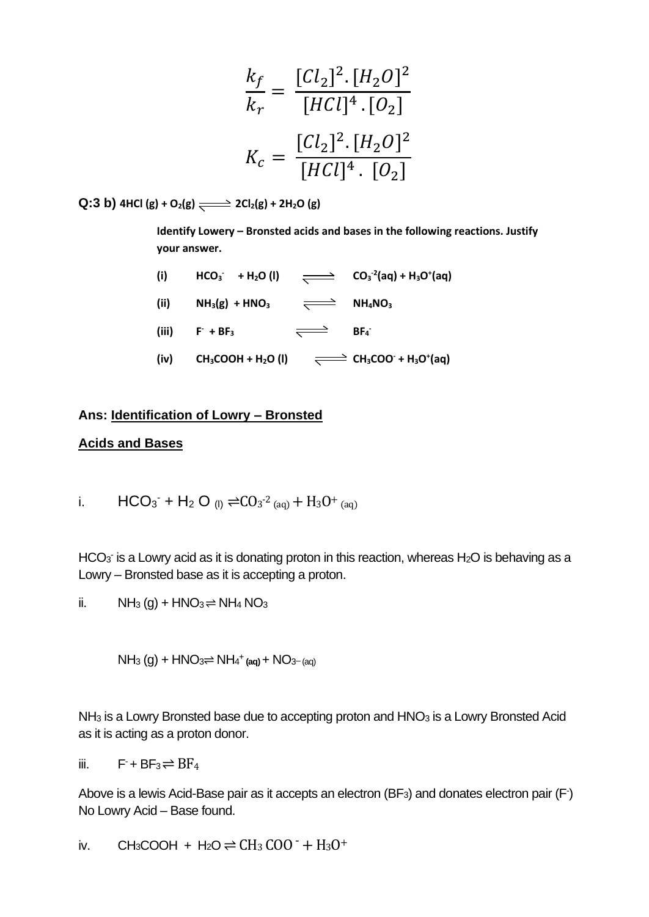$$\frac{k_f}{k_r} = \frac{[Cl_2]^2 . [H_2O]^2}{[HCl]^4 . [O_2]}$$

$$K_c = \frac{[Cl_2]^2 . [H_2O]^2}{[HCl]^4 . \ [O_2]}$$

**Q:3 b)** **$4HCl\,(g) + O_2(g) \rightleftharpoons 2Cl_2(g) + 2H_2O\,(g)$**

**Identify Lowery – Bronsted acids and bases in the following reactions. Justify your answer.**

**(i)** **$HCO_3^- + H_2O\,(l) \rightleftharpoons CO_3^{-2}(aq) + H_3O^+(aq)$**

**(ii)** **$NH_3(g) + HNO_3 \rightleftharpoons NH_4NO_3$**

**(iii)** **$F^- + BF_3 \rightleftharpoons BF_4^-$**

**(iv)** **$CH_3COOH + H_2O\,(l) \rightleftharpoons CH_3COO^- + H_3O^+(aq)$**

**Ans: <u>Identification of Lowry – Bronsted</u>**

**<u>Acids and Bases</u>**

i. $HCO_3^- + H_2O_{(l)} \rightleftharpoons CO_3^{-2}{}_{(aq)} + H_3O^+{}_{(aq)}$

$HCO_3^-$ is a Lowry acid as it is donating proton in this reaction, whereas $H_2O$ is behaving as a Lowry – Bronsted base as it is accepting a proton.

ii. $NH_3\,(g) + HNO_3 \rightleftharpoons NH_4\,NO_3$

$NH_3\,(g) + HNO_3 \rightleftharpoons NH_4^+{}_{(aq)} + NO_3^-{}_{(aq)}$

$NH_3$ is a Lowry Bronsted base due to accepting proton and $HNO_3$ is a Lowry Bronsted Acid as it is acting as a proton donor.

iii. $F^- + BF_3 \rightleftharpoons BF_4$

Above is a lewis Acid-Base pair as it accepts an electron ($BF_3$) and donates electron pair ($F^-$) No Lowry Acid – Base found.

iv. $CH_3COOH + H_2O \rightleftharpoons CH_3\,COO^- + H_3O^+$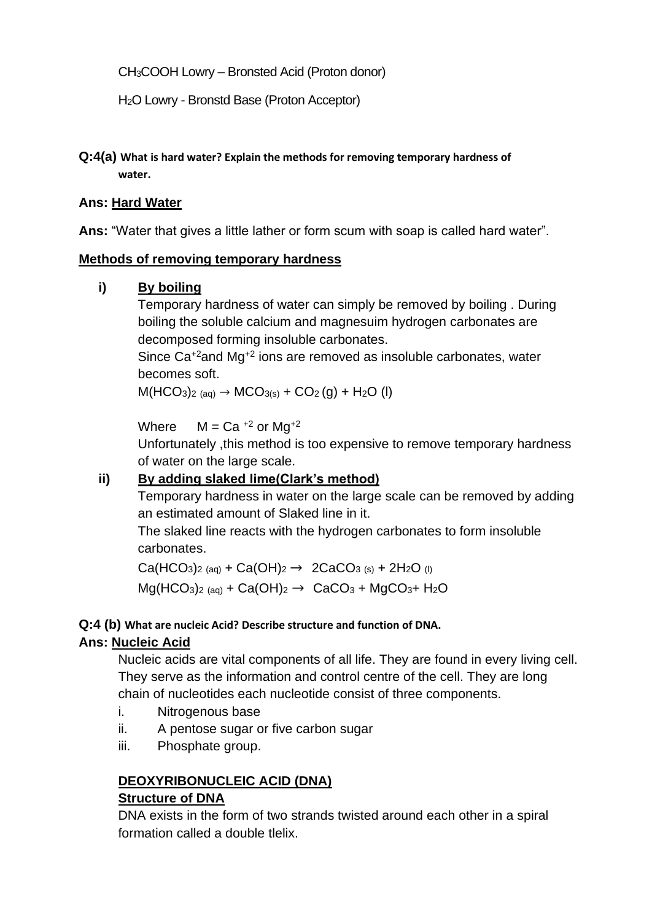$CH_3COOH$ Lowry – Bronsted Acid (Proton donor)

$H_2O$ Lowry - Bronstd Base (Proton Acceptor)

**Q:4(a) What is hard water? Explain the methods for removing temporary hardness of water.**

**Ans: Hard Water**

**Ans:** "Water that gives a little lather or form scum with soap is called hard water".

**Methods of removing temporary hardness**

**i) By boiling**

Temporary hardness of water can simply be removed by boiling . During boiling the soluble calcium and magnesuim hydrogen carbonates are decomposed forming insoluble carbonates.

Since $Ca^{+2}$ and $Mg^{+2}$ ions are removed as insoluble carbonates, water becomes soft.

$M(HCO_3)_{2\,(aq)} \rightarrow MCO_{3(s)} + CO_2\,(g) + H_2O\,(l)$

Where $M = Ca^{+2}$ or $Mg^{+2}$

Unfortunately ,this method is too expensive to remove temporary hardness of water on the large scale.

**ii) By adding slaked lime(Clark's method)**

Temporary hardness in water on the large scale can be removed by adding an estimated amount of Slaked line in it.

The slaked line reacts with the hydrogen carbonates to form insoluble carbonates.

$Ca(HCO_3)_{2\,(aq)} + Ca(OH)_2 \rightarrow 2CaCO_{3\,(s)} + 2H_2O_{(l)}$

$Mg(HCO_3)_{2\,(aq)} + Ca(OH)_2 \rightarrow CaCO_3 + MgCO_3 + H_2O$

**Q:4 (b) What are nucleic Acid? Describe structure and function of DNA.**

**Ans: Nucleic Acid**

Nucleic acids are vital components of all life. They are found in every living cell. They serve as the information and control centre of the cell. They are long chain of nucleotides each nucleotide consist of three components.

i. Nitrogenous base
ii. A pentose sugar or five carbon sugar
iii. Phosphate group.

**DEOXYRIBONUCLEIC ACID (DNA)**

**Structure of DNA**

DNA exists in the form of two strands twisted around each other in a spiral formation called a double tlelix.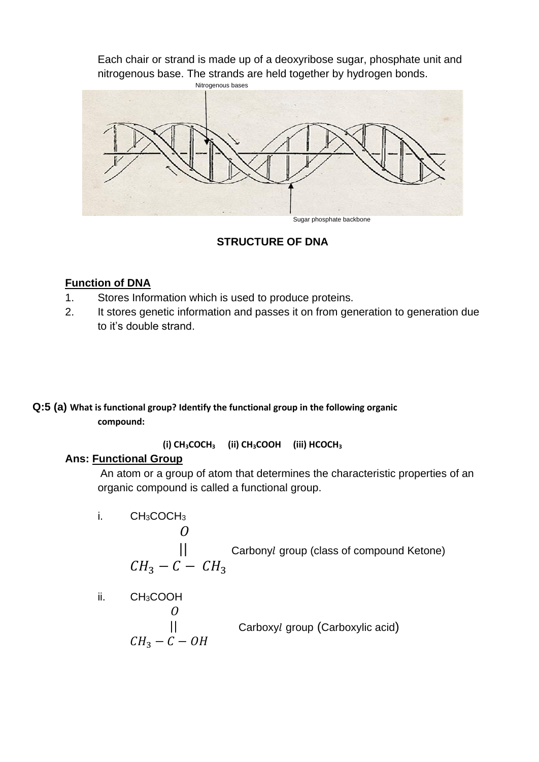Each chair or strand is made up of a deoxyribose sugar, phosphate unit and nitrogenous base. The strands are held together by hydrogen bonds.

Nitrogenous bases

Sugar phosphate backbone

**STRUCTURE OF DNA**

**Function of DNA**

1. Stores Information which is used to produce proteins.
2. It stores genetic information and passes it on from generation to generation due to it's double strand.

**Q:5 (a)** **What is functional group? Identify the functional group in the following organic compound:**

**(i) $CH_3COCH_3$ (ii) $CH_3COOH$ (iii) $HCOCH_3$**

**Ans: Functional Group**

An atom or a group of atom that determines the characteristic properties of an organic compound is called a functional group.

i. $CH_3COCH_3$

$$CH_3 - \overset{\overset{\large O}{||}}{C} - CH_3$$

Carbonyl group (class of compound Ketone)

ii. $CH_3COOH$

$$CH_3 - \overset{\overset{\large O}{||}}{C} - OH$$

Carboxyl group (Carboxylic acid)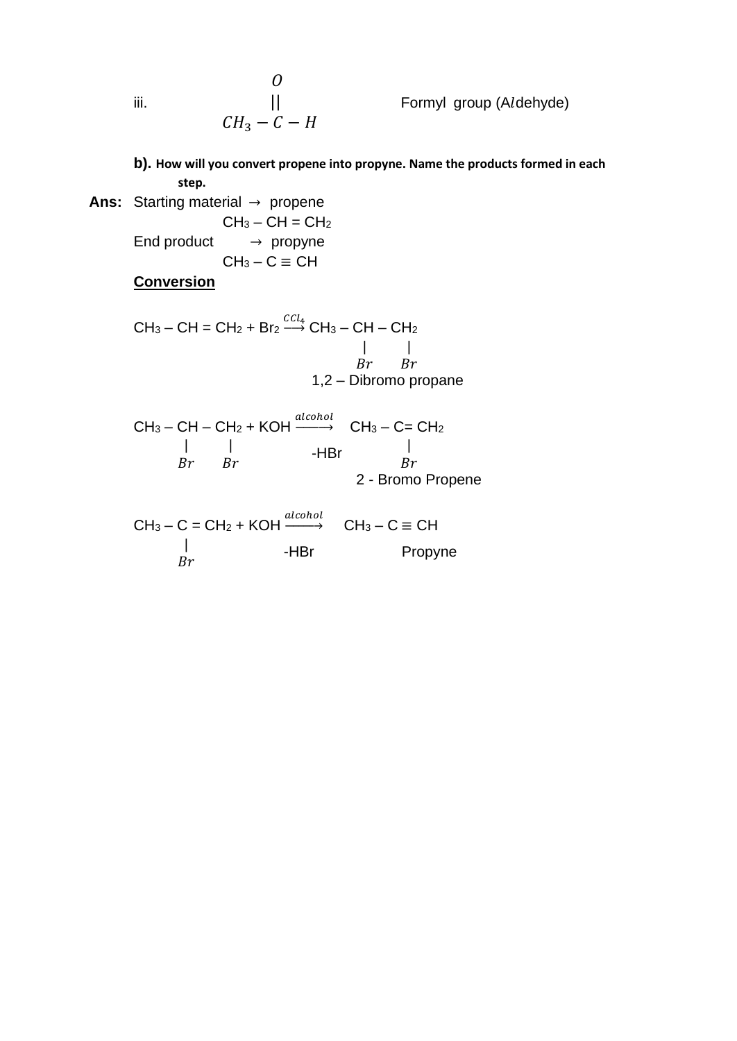iii. $CH_3 - \overset{\overset{O}{||}}{C} - H$ Formyl group (A$l$dehyde)

**b). How will you convert propene into propyne. Name the products formed in each step.**

**Ans:** Starting material → propene

$CH_3 - CH = CH_2$

End product → propyne

$CH_3 - C \equiv CH$

**Conversion**

$$CH_3 - CH = CH_2 + Br_2 \xrightarrow{CCl_4} CH_3 - \underset{\underset{Br}{|}}{CH} - \underset{\underset{Br}{|}}{CH_2}$$

1,2 – Dibromo propane

$$CH_3 - \underset{\underset{Br}{|}}{CH} - \underset{\underset{Br}{|}}{CH_2} + KOH \xrightarrow[-HBr]{alcohol} CH_3 - \underset{\underset{Br}{|}}{C} = CH_2$$

2 - Bromo Propene

$$CH_3 - \underset{\underset{Br}{|}}{C} = CH_2 + KOH \xrightarrow[-HBr]{alcohol} CH_3 - C \equiv CH$$

Propyne